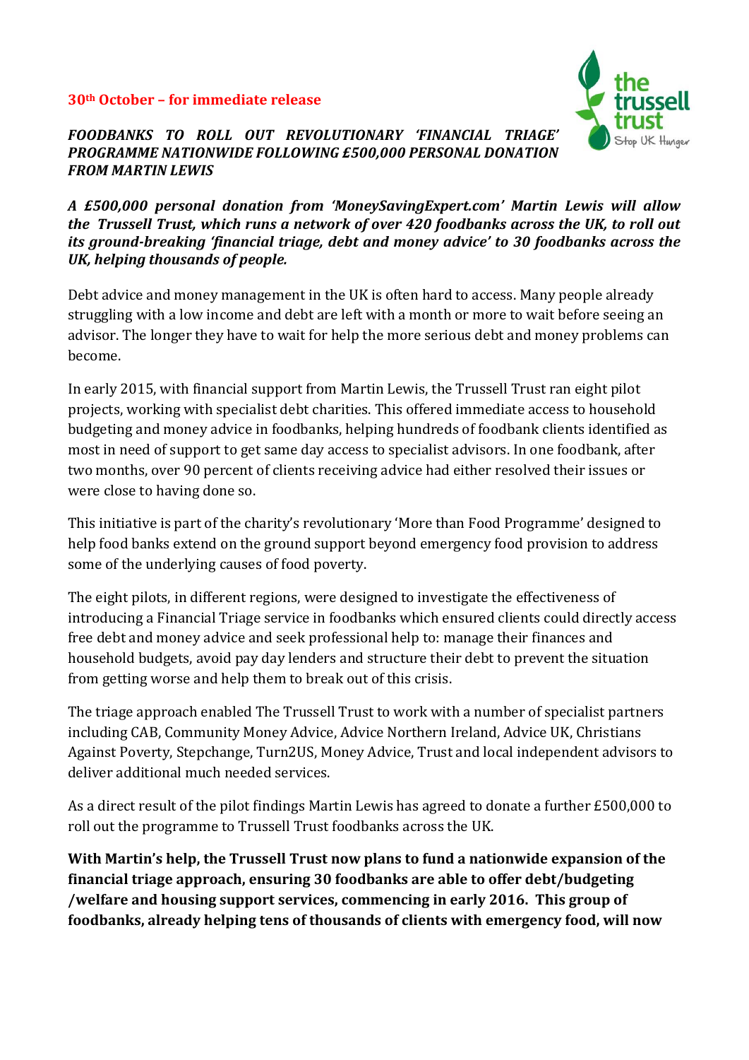**30th Octobe﻿r – for immediate release**

***FOODBANKS TO ROLL OUT REVOLUTIONARY 'FINANCIAL TRIAGE' PROGRAMME NATIONWIDE FOLLOWING £500,000 PERSONAL DONATION FROM MARTIN LEWIS***

***A £500,000 personal donation from 'MoneySavingExpert.com' Martin Lewis will allow the Trussell Trust, which runs a network of over 420 foodbanks across the UK, to roll out its ground-breaking 'financial triage, debt and money advice' to 30 foodbanks across the UK, helping thousands of people.***

Debt advice and money management in the UK is often hard to access. Many people already struggling with a low income and debt are left with a month or more to wait before seeing an advisor. The longer they have to wait for help the more serious debt and money problems can become.

In early 2015, with financial support from Martin Lewis, the Trussell Trust ran eight pilot projects, working with specialist debt charities. This offered immediate access to household budgeting and money advice in foodbanks, helping hundreds of foodbank clients identified as most in need of support to get same day access to specialist advisors. In one foodbank, after two months, over 90 percent of clients receiving advice had either resolved their issues or were close to having done so.

This initiative is part of the charity's revolutionary 'More than Food Programme' designed to help food banks extend on the ground support beyond emergency food provision to address some of the underlying causes of food poverty.

The eight pilots, in different regions, were designed to investigate the effectiveness of introducing a Financial Triage service in foodbanks which ensured clients could directly access free debt and money advice and seek professional help to: manage their finances and household budgets, avoid pay day lenders and structure their debt to prevent the situation from getting worse and help them to break out of this crisis.

The triage approach enabled The Trussell Trust to work with a number of specialist partners including CAB, Community Money Advice, Advice Northern Ireland, Advice UK, Christians Against Poverty, Stepchange, Turn2US, Money Advice, Trust and local independent advisors to deliver additional much needed services.

As a direct result of the pilot findings Martin Lewis has agreed to donate a further £500,000 to roll out the programme to Trussell Trust foodbanks across the UK.

**With Martin's help, the Trussell Trust now plans to fund a nationwide expansion of the financial triage approach, ensuring 30 foodbanks are able to offer debt/budgeting /welfare and housing support services, commencing in early 2016. This group of foodbanks, already helping tens of thousands of clients with emergency food, will now**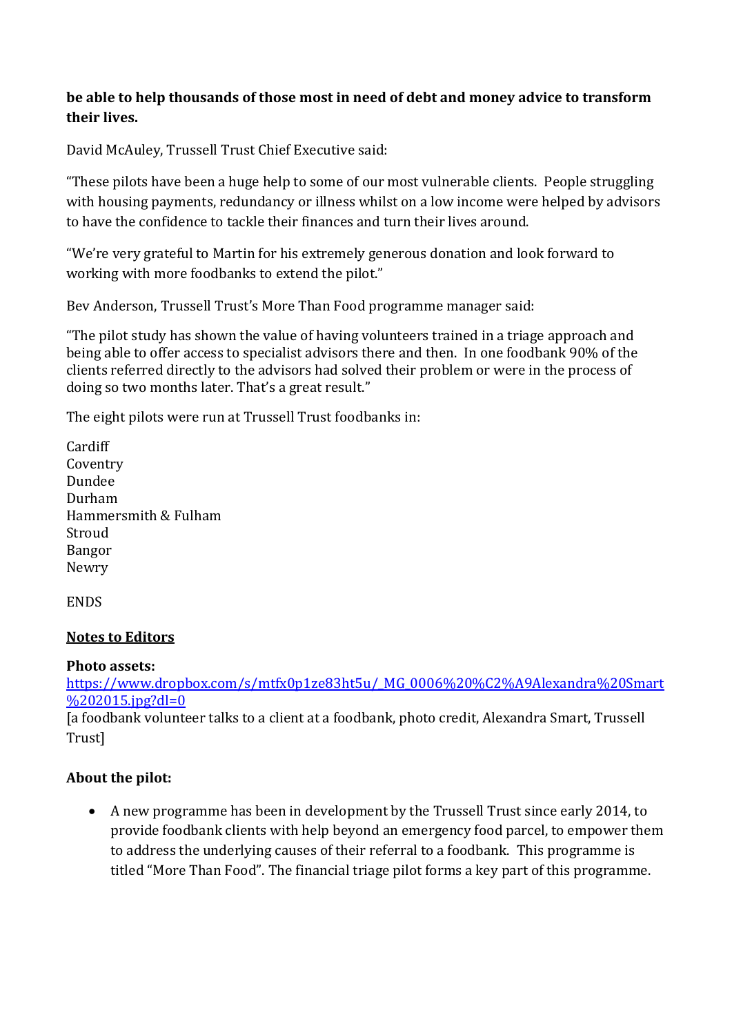**be able to help thousands of those most in need of debt and money advice to transform their lives.**

David McAuley, Trussell Trust Chief Executive said:

"These pilots have been a huge help to some of our most vulnerable clients. People struggling with housing payments, redundancy or illness whilst on a low income were helped by advisors to have the confidence to tackle their finances and turn their lives around.

"We're very grateful to Martin for his extremely generous donation and look forward to working with more foodbanks to extend the pilot."

Bev Anderson, Trussell Trust's More Than Food programme manager said:

"The pilot study has shown the value of having volunteers trained in a triage approach and being able to offer access to specialist advisors there and then. In one foodbank 90% of the clients referred directly to the advisors had solved their problem or were in the process of doing so two months later. That's a great result."

The eight pilots were run at Trussell Trust foodbanks in:

Cardiff
Coventry
Dundee
Durham
Hammersmith & Fulham
Stroud
Bangor
Newry

ENDS

**Notes to Editors**

**Photo assets:**
[https://www.dropbox.com/s/mtfx0p1ze83ht5u/_MG_0006%20%C2%A9Alexandra%20Smart%202015.jpg?dl=0](https://www.dropbox.com/s/mtfx0p1ze83ht5u/_MG_0006%20%C2%A9Alexandra%20Smart%202015.jpg?dl=0)
[a foodbank volunteer talks to a client at a foodbank, photo credit, Alexandra Smart, Trussell Trust]

**About the pilot:**

- A new programme has been in development by the Trussell Trust since early 2014, to provide foodbank clients with help beyond an emergency food parcel, to empower them to address the underlying causes of their referral to a foodbank. This programme is titled "More Than Food". The financial triage pilot forms a key part of this programme.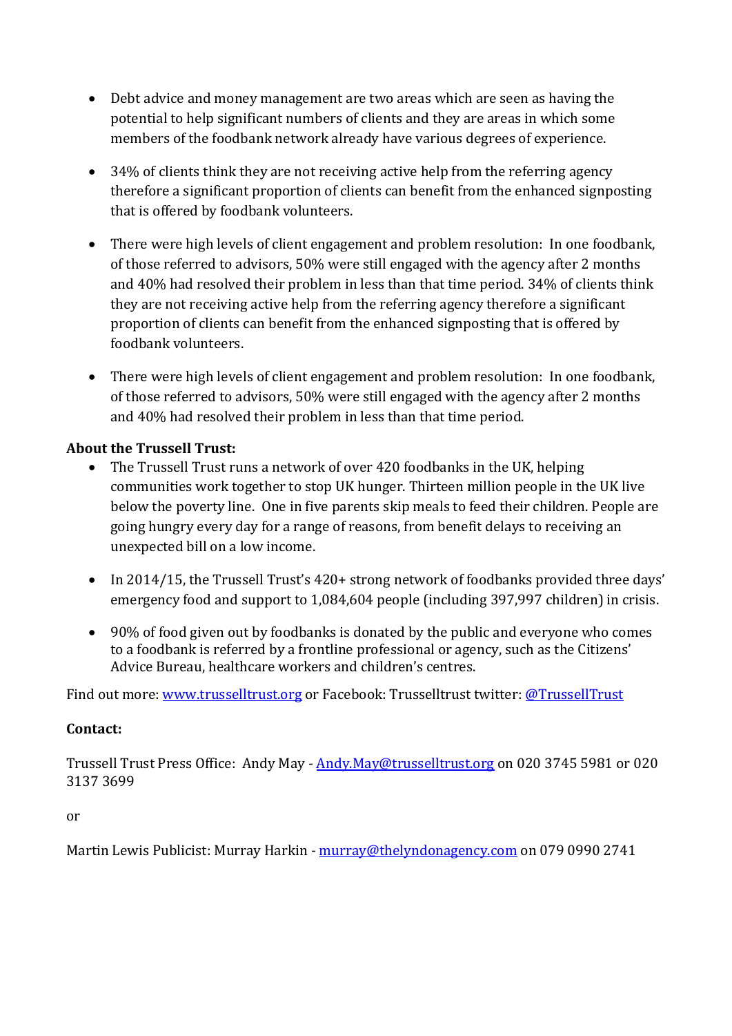- Debt advice and money management are two areas which are seen as having the potential to help significant numbers of clients and they are areas in which some members of the foodbank network already have various degrees of experience.

- 34% of clients think they are not receiving active help from the referring agency therefore a significant proportion of clients can benefit from the enhanced signposting that is offered by foodbank volunteers.

- There were high levels of client engagement and problem resolution: In one foodbank, of those referred to advisors, 50% were still engaged with the agency after 2 months and 40% had resolved their problem in less than that time period. 34% of clients think they are not receiving active help from the referring agency therefore a significant proportion of clients can benefit from the enhanced signposting that is offered by foodbank volunteers.

- There were high levels of client engagement and problem resolution: In one foodbank, of those referred to advisors, 50% were still engaged with the agency after 2 months and 40% had resolved their problem in less than that time period.

**About the Trussell Trust:**

- The Trussell Trust runs a network of over 420 foodbanks in the UK, helping communities work together to stop UK hunger. Thirteen million people in the UK live below the poverty line. One in five parents skip meals to feed their children. People are going hungry every day for a range of reasons, from benefit delays to receiving an unexpected bill on a low income.

- In 2014/15, the Trussell Trust's 420+ strong network of foodbanks provided three days' emergency food and support to 1,084,604 people (including 397,997 children) in crisis.

- 90% of food given out by foodbanks is donated by the public and everyone who comes to a foodbank is referred by a frontline professional or agency, such as the Citizens' Advice Bureau, healthcare workers and children's centres.

Find out more: [www.trusselltrust.org](http://www.trusselltrust.org) or Facebook: Trusselltrust twitter: @TrussellTrust

**Contact:**

Trussell Trust Press Office: Andy May - Andy.May@trusselltrust.org on 020 3745 5981 or 020 3137 3699

or

Martin Lewis Publicist: Murray Harkin - murray@thelyndonagency.com on 079 0990 2741